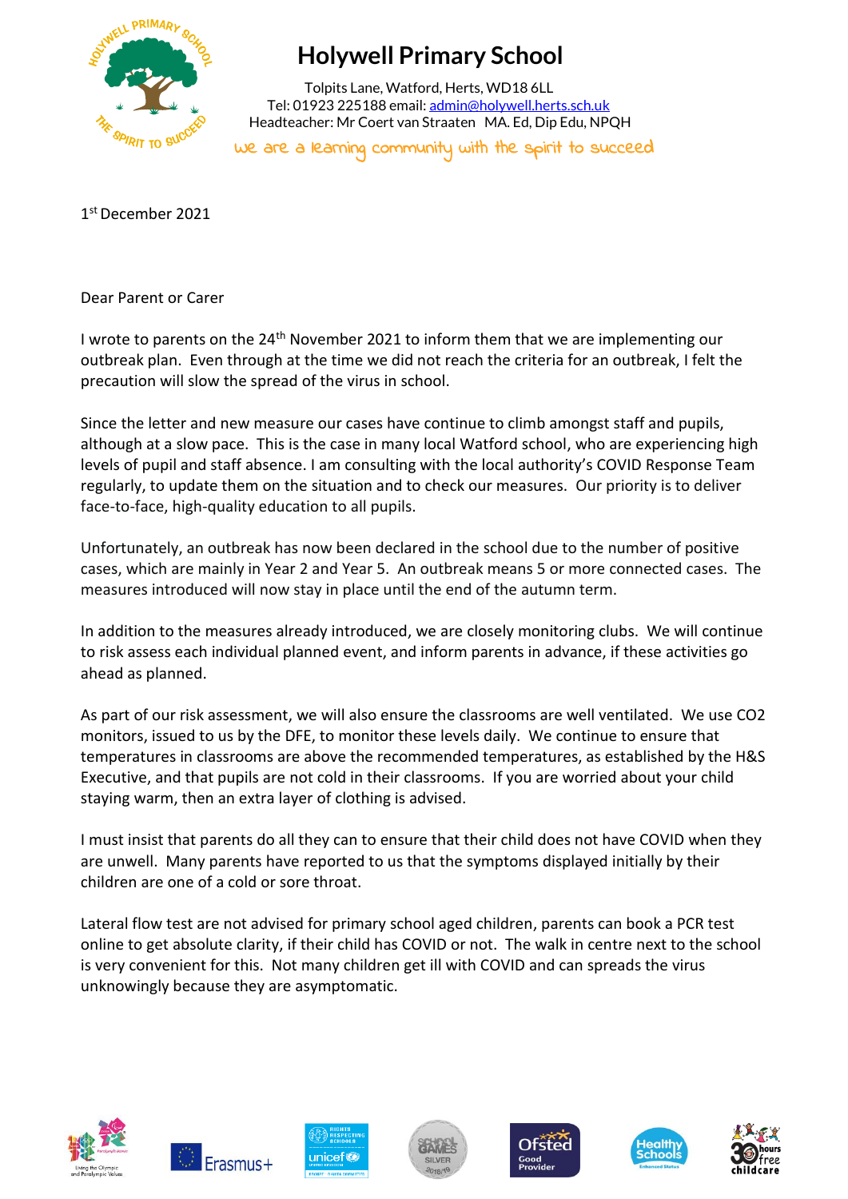# Holywell Primary School

Tolpits Lane, Watford, Herts, WD18 6LL
Tel: 01923 225188 email: admin@holywell.herts.sch.uk
Headteacher: Mr Coert van Straaten MA. Ed, Dip Edu, NPQH

*We are a learning community with the spirit to succeed*

1st December 2021

Dear Parent or Carer

I wrote to parents on the 24th November 2021 to inform them that we are implementing our outbreak plan. Even through at the time we did not reach the criteria for an outbreak, I felt the precaution will slow the spread of the virus in school.

Since the letter and new measure our cases have continue to climb amongst staff and pupils, although at a slow pace. This is the case in many local Watford school, who are experiencing high levels of pupil and staff absence. I am consulting with the local authority's COVID Response Team regularly, to update them on the situation and to check our measures. Our priority is to deliver face-to-face, high-quality education to all pupils.

Unfortunately, an outbreak has now been declared in the school due to the number of positive cases, which are mainly in Year 2 and Year 5. An outbreak means 5 or more connected cases. The measures introduced will now stay in place until the end of the autumn term.

In addition to the measures already introduced, we are closely monitoring clubs. We will continue to risk assess each individual planned event, and inform parents in advance, if these activities go ahead as planned.

As part of our risk assessment, we will also ensure the classrooms are well ventilated. We use CO2 monitors, issued to us by the DFE, to monitor these levels daily. We continue to ensure that temperatures in classrooms are above the recommended temperatures, as established by the H&S Executive, and that pupils are not cold in their classrooms. If you are worried about your child staying warm, then an extra layer of clothing is advised.

I must insist that parents do all they can to ensure that their child does not have COVID when they are unwell. Many parents have reported to us that the symptoms displayed initially by their children are one of a cold or sore throat.

Lateral flow test are not advised for primary school aged children, parents can book a PCR test online to get absolute clarity, if their child has COVID or not. The walk in centre next to the school is very convenient for this. Not many children get ill with COVID and can spreads the virus unknowingly because they are asymptomatic.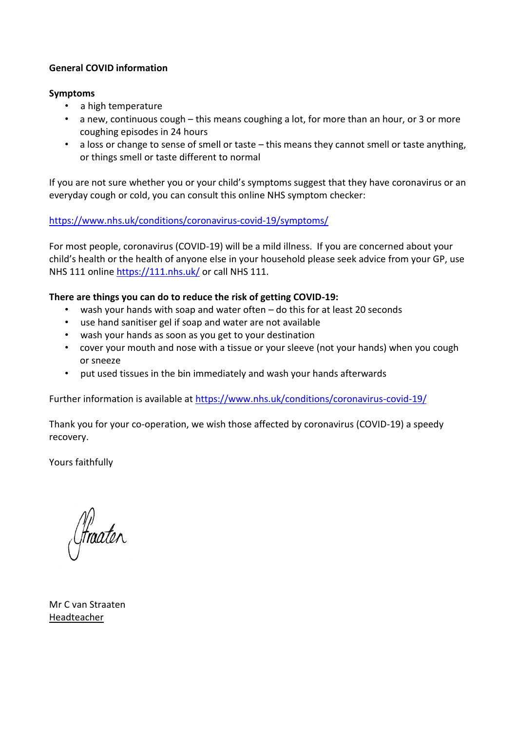**General COVID information**

**Symptoms**

- a high temperature
- a new, continuous cough – this means coughing a lot, for more than an hour, or 3 or more coughing episodes in 24 hours
- a loss or change to sense of smell or taste – this means they cannot smell or taste anything, or things smell or taste different to normal

If you are not sure whether you or your child's symptoms suggest that they have coronavirus or an everyday cough or cold, you can consult this online NHS symptom checker:

https://www.nhs.uk/conditions/coronavirus-covid-19/symptoms/

For most people, coronavirus (COVID-19) will be a mild illness. If you are concerned about your child's health or the health of anyone else in your household please seek advice from your GP, use NHS 111 online https://111.nhs.uk/ or call NHS 111.

**There are things you can do to reduce the risk of getting COVID-19:**

- wash your hands with soap and water often – do this for at least 20 seconds
- use hand sanitiser gel if soap and water are not available
- wash your hands as soon as you get to your destination
- cover your mouth and nose with a tissue or your sleeve (not your hands) when you cough or sneeze
- put used tissues in the bin immediately and wash your hands afterwards

Further information is available at https://www.nhs.uk/conditions/coronavirus-covid-19/

Thank you for your co-operation, we wish those affected by coronavirus (COVID-19) a speedy recovery.

Yours faithfully

Mr C van Straaten
Headteacher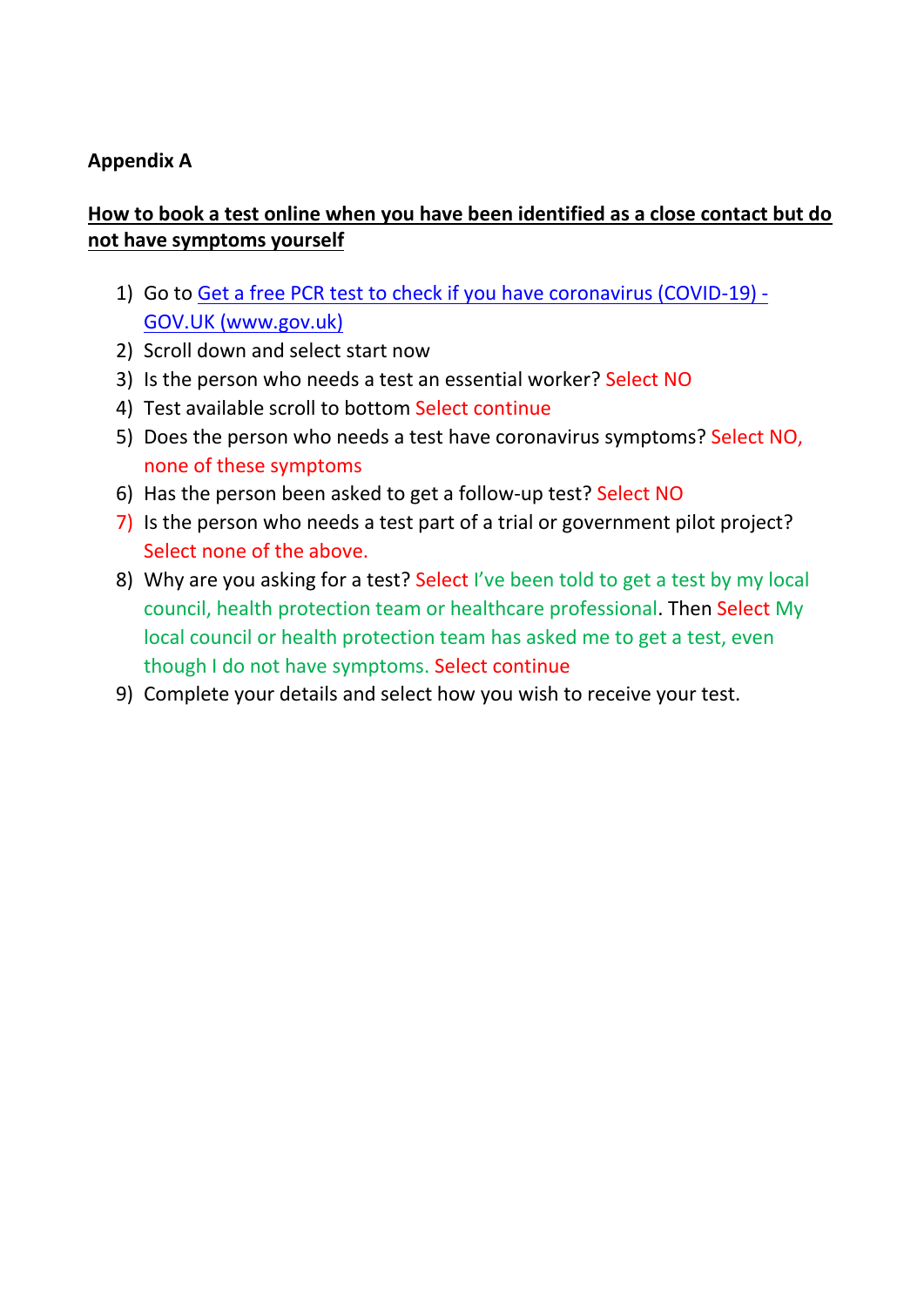**Appendix A**

**How to book a test online when you have been identified as a close contact but do not have symptoms yourself**

1) Go to Get a free PCR test to check if you have coronavirus (COVID-19) - GOV.UK (www.gov.uk)
2) Scroll down and select start now
3) Is the person who needs a test an essential worker? Select NO
4) Test available scroll to bottom Select continue
5) Does the person who needs a test have coronavirus symptoms? Select NO, none of these symptoms
6) Has the person been asked to get a follow-up test? Select NO
7) Is the person who needs a test part of a trial or government pilot project? Select none of the above.
8) Why are you asking for a test? Select I've been told to get a test by my local council, health protection team or healthcare professional. Then Select My local council or health protection team has asked me to get a test, even though I do not have symptoms. Select continue
9) Complete your details and select how you wish to receive your test.